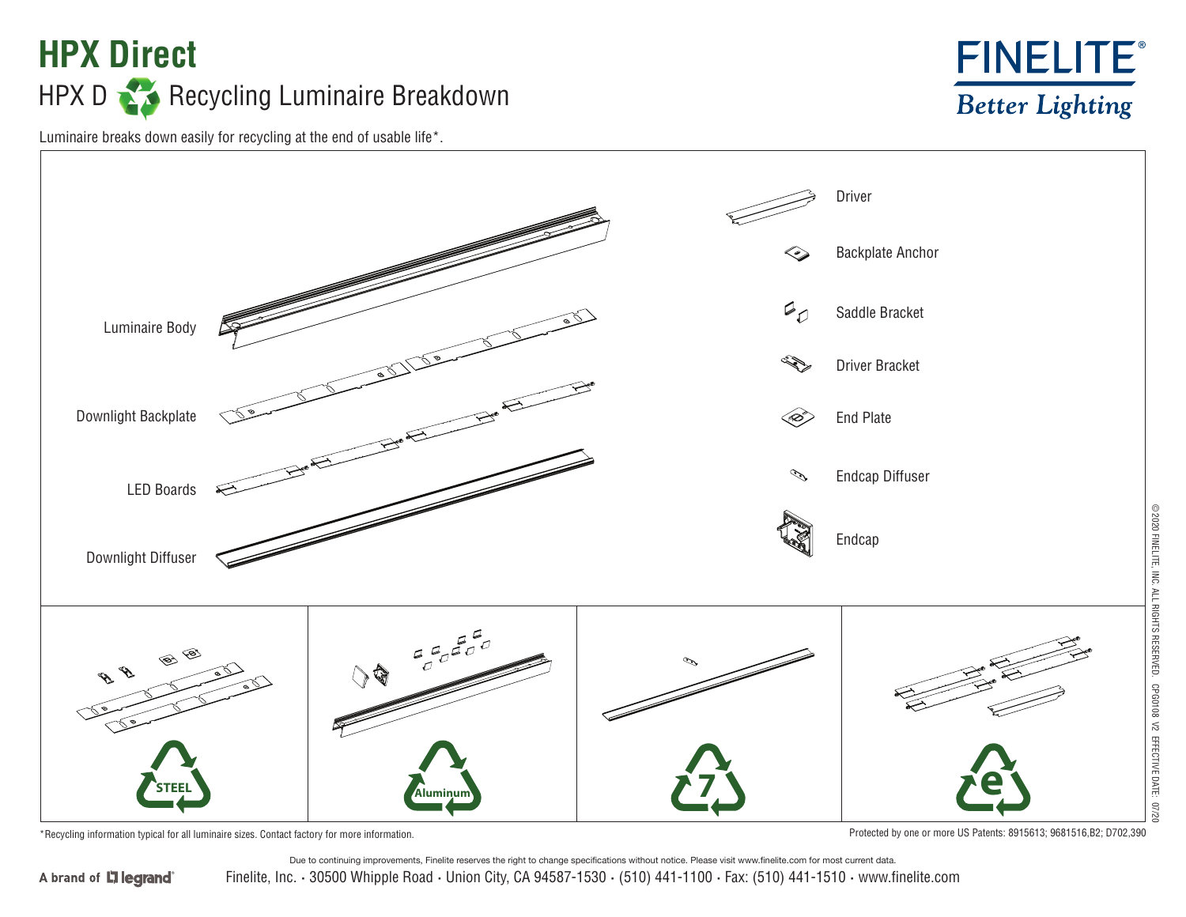# HPX Direct

## HPX D Recycling Luminaire Breakdown

FINELITE®
*Better Lighting*

Luminaire breaks down easily for recycling at the end of usable life*.

Luminaire Body

Downlight Backplate

LED Boards

Downlight Diffuser

Driver

Backplate Anchor

Saddle Bracket

Driver Bracket

End Plate

Endcap Diffuser

Endcap

STEEL

Aluminum

7

e

*Recycling information typical for all luminaire sizes. Contact factory for more information.

Protected by one or more US Patents: 8915613; 9681516,B2; D702,390

© 2020 FINELITE, INC. ALL RIGHTS RESERVED. CPG0108 V2 EFFECTIVE DATE: 07/20

Due to continuing improvements, Finelite reserves the right to change specifications without notice. Please visit www.finelite.com for most current data.

A brand of legrand®

Finelite, Inc. • 30500 Whipple Road • Union City, CA 94587-1530 • (510) 441-1100 • Fax: (510) 441-1510 • www.finelite.com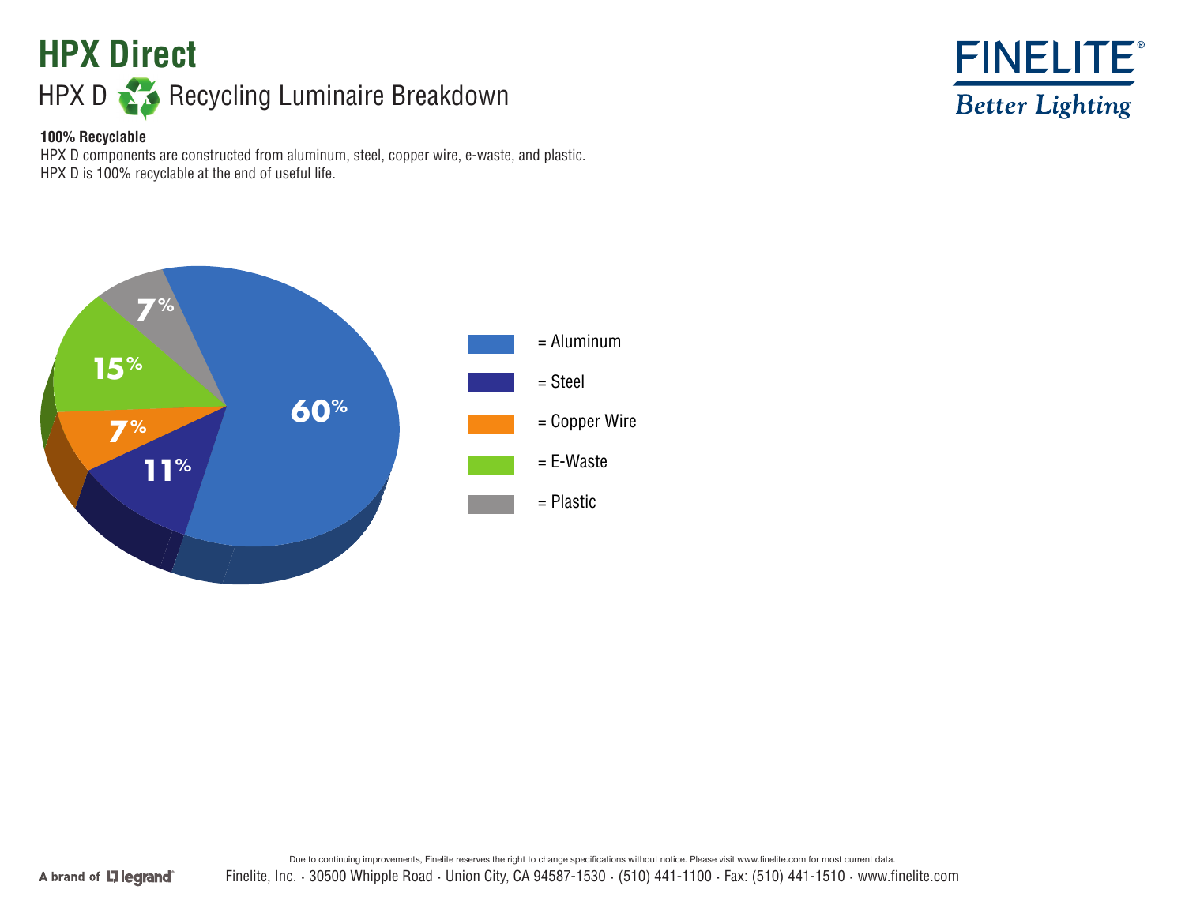# HPX Direct

## HPX D Recycling Luminaire Breakdown

FINELITE®
*Better Lighting*

**100% Recyclable**
HPX D components are constructed from aluminum, steel, copper wire, e-waste, and plastic.
HPX D is 100% recyclable at the end of useful life.

60%
11%
7%
15%
7%

= Aluminum
= Steel
= Copper Wire
= E-Waste
= Plastic

Due to continuing improvements, Finelite reserves the right to change specifications without notice. Please visit www.finelite.com for most current data.

A brand of legrand®

Finelite, Inc. · 30500 Whipple Road · Union City, CA 94587-1530 · (510) 441-1100 · Fax: (510) 441-1510 · www.finelite.com